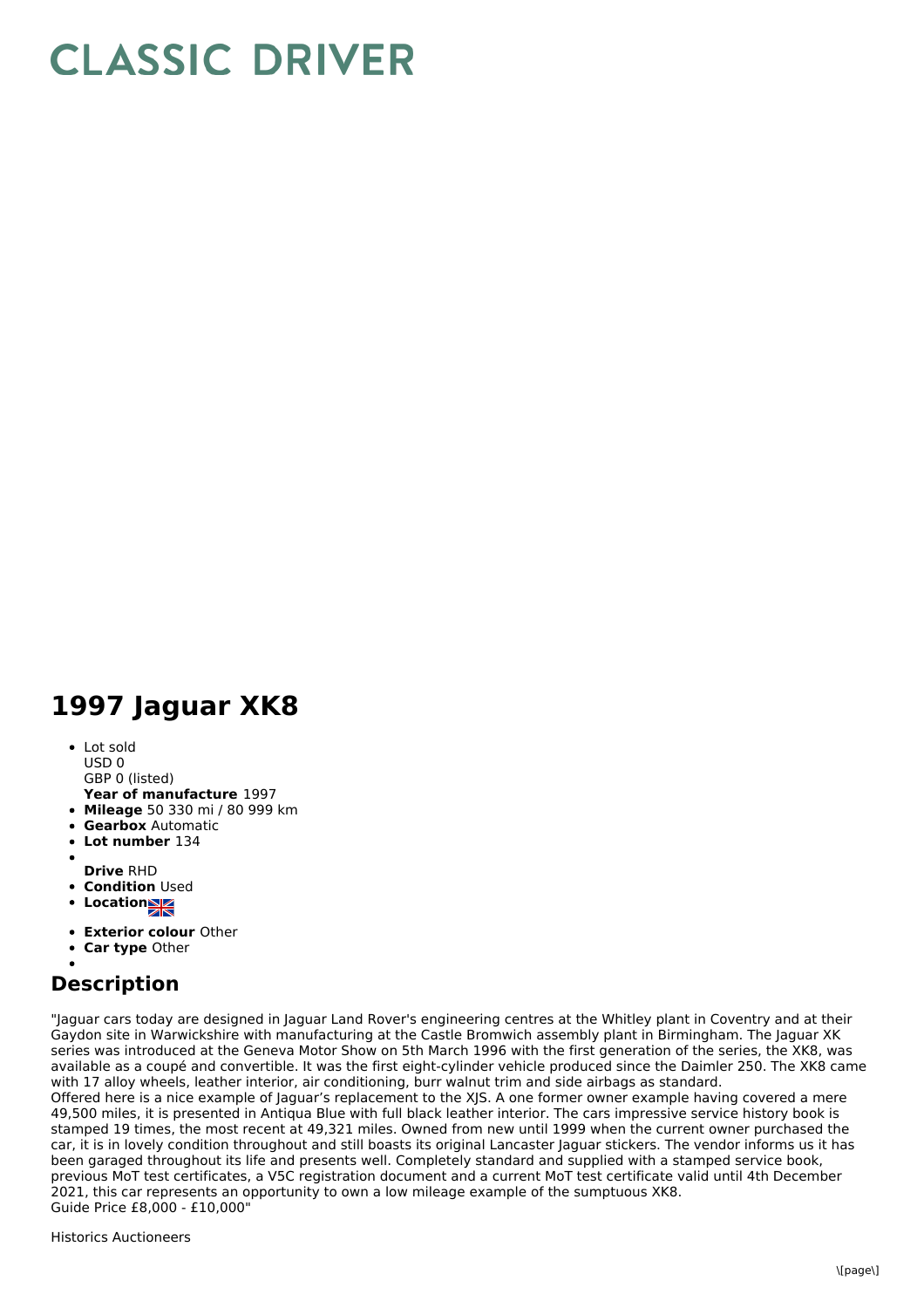# CLASSIC DRIVER

# 1997 Jaguar XK8

- Lot sold
  USD 0
  GBP 0 (listed)
  **Year of manufacture** 1997
- **Mileage** 50 330 mi / 80 999 km
- **Gearbox** Automatic
- **Lot number** 134
- **Drive** RHD
- **Condition** Used
- **Location**
- **Exterior colour** Other
- **Car type** Other

## Description

"Jaguar cars today are designed in Jaguar Land Rover's engineering centres at the Whitley plant in Coventry and at their Gaydon site in Warwickshire with manufacturing at the Castle Bromwich assembly plant in Birmingham. The Jaguar XK series was introduced at the Geneva Motor Show on 5th March 1996 with the first generation of the series, the XK8, was available as a coupé and convertible. It was the first eight-cylinder vehicle produced since the Daimler 250. The XK8 came with 17 alloy wheels, leather interior, air conditioning, burr walnut trim and side airbags as standard.
Offered here is a nice example of Jaguar's replacement to the XJS. A one former owner example having covered a mere 49,500 miles, it is presented in Antiqua Blue with full black leather interior. The cars impressive service history book is stamped 19 times, the most recent at 49,321 miles. Owned from new until 1999 when the current owner purchased the car, it is in lovely condition throughout and still boasts its original Lancaster Jaguar stickers. The vendor informs us it has been garaged throughout its life and presents well. Completely standard and supplied with a stamped service book, previous MoT test certificates, a V5C registration document and a current MoT test certificate valid until 4th December 2021, this car represents an opportunity to own a low mileage example of the sumptuous XK8.
Guide Price £8,000 - £10,000"

Historics Auctioneers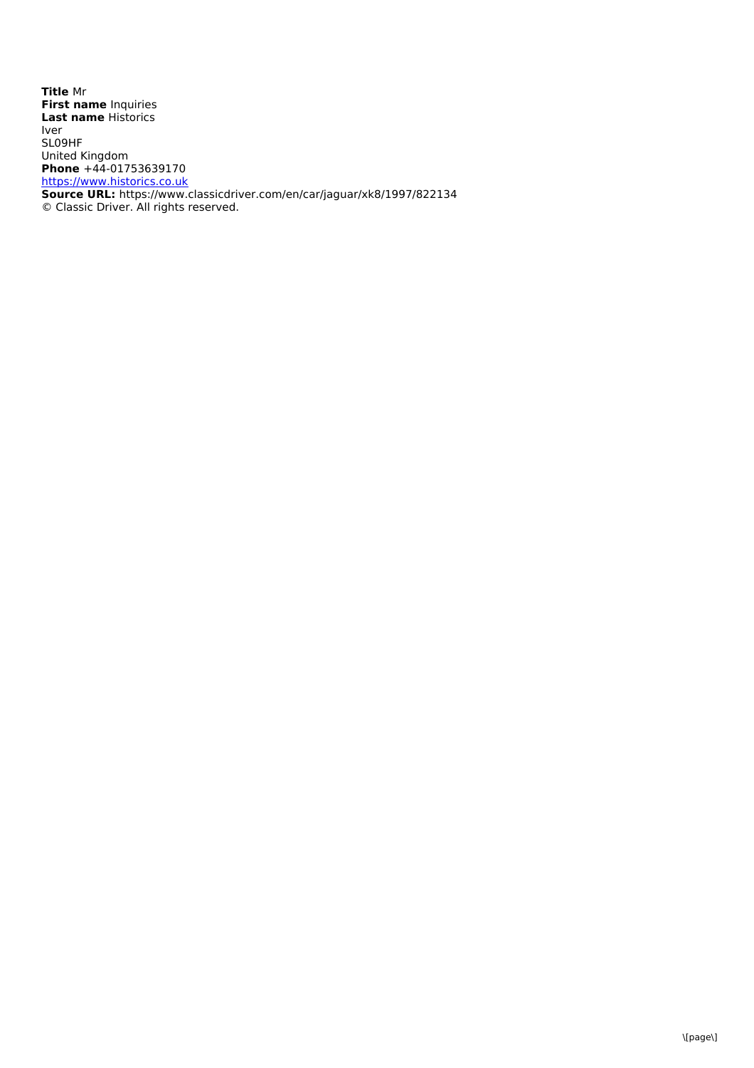**Title** Mr
**First name** Inquiries
**Last name** Historics
Iver
SL09HF
United Kingdom
**Phone** +44-01753639170
https://www.historics.co.uk
**Source URL:** https://www.classicdriver.com/en/car/jaguar/xk8/1997/822134
© Classic Driver. All rights reserved.